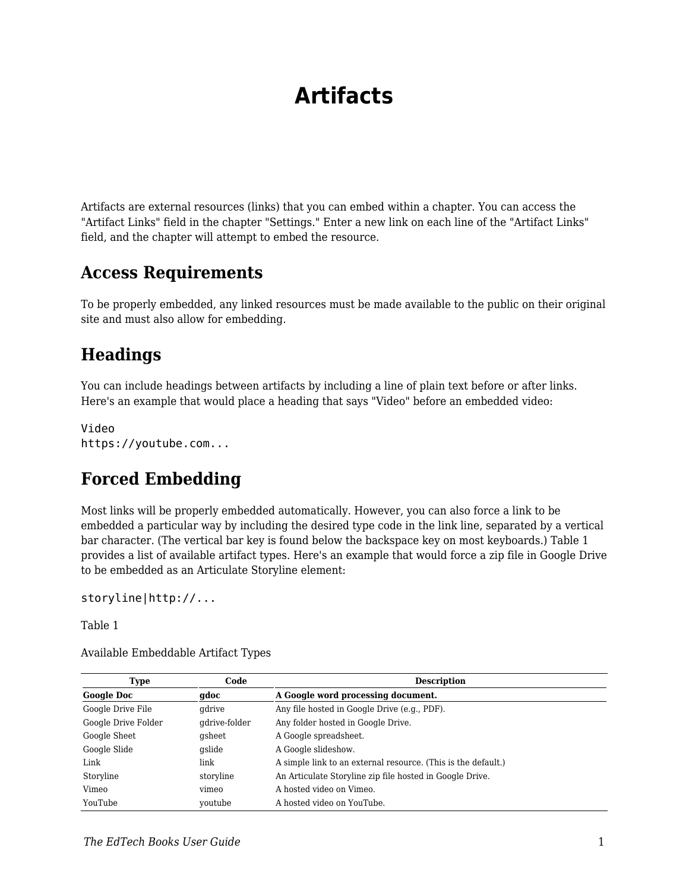# Artifacts

Artifacts are external resources (links) that you can embed within a chapter. You can access the "Artifact Links" field in the chapter "Settings." Enter a new link on each line of the "Artifact Links" field, and the chapter will attempt to embed the resource.

## Access Requirements

To be properly embedded, any linked resources must be made available to the public on their original site and must also allow for embedding.

## Headings

You can include headings between artifacts by including a line of plain text before or after links. Here's an example that would place a heading that says "Video" before an embedded video:

```
Video
https://youtube.com...
```

## Forced Embedding

Most links will be properly embedded automatically. However, you can also force a link to be embedded a particular way by including the desired type code in the link line, separated by a vertical bar character. (The vertical bar key is found below the backspace key on most keyboards.) Table 1 provides a list of available artifact types. Here's an example that would force a zip file in Google Drive to be embedded as an Articulate Storyline element:

```
storyline|http://...
```

Table 1

Available Embeddable Artifact Types

| Type | Code | Description |
|---|---|---|
| **Google Doc** | **gdoc** | **A Google word processing document.** |
| Google Drive File | gdrive | Any file hosted in Google Drive (e.g., PDF). |
| Google Drive Folder | gdrive-folder | Any folder hosted in Google Drive. |
| Google Sheet | gsheet | A Google spreadsheet. |
| Google Slide | gslide | A Google slideshow. |
| Link | link | A simple link to an external resource. (This is the default.) |
| Storyline | storyline | An Articulate Storyline zip file hosted in Google Drive. |
| Vimeo | vimeo | A hosted video on Vimeo. |
| YouTube | youtube | A hosted video on YouTube. |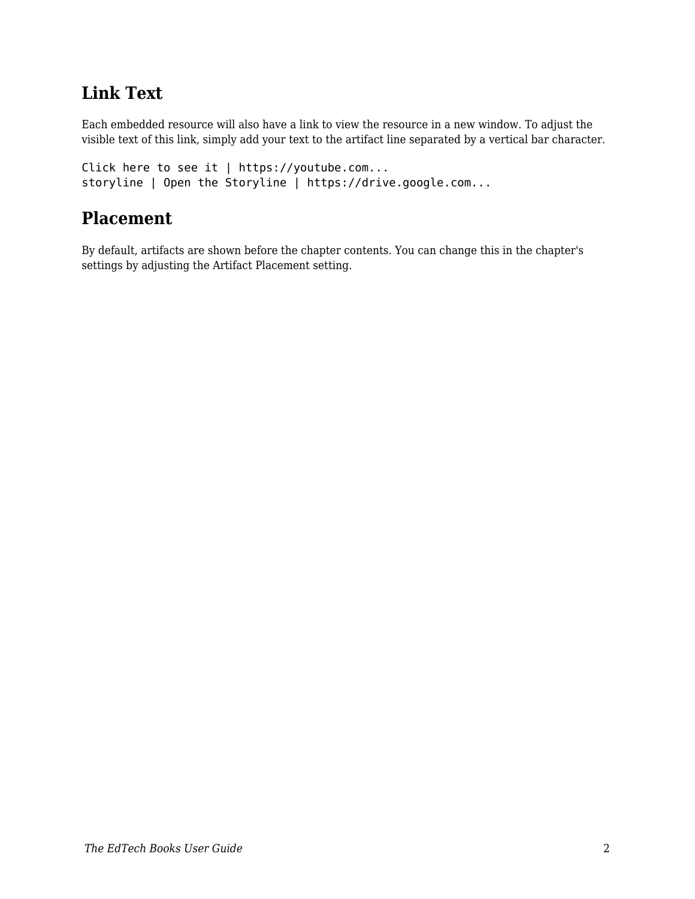## Link Text

Each embedded resource will also have a link to view the resource in a new window. To adjust the visible text of this link, simply add your text to the artifact line separated by a vertical bar character.

```
Click here to see it | https://youtube.com...
storyline | Open the Storyline | https://drive.google.com...
```

## Placement

By default, artifacts are shown before the chapter contents. You can change this in the chapter's settings by adjusting the Artifact Placement setting.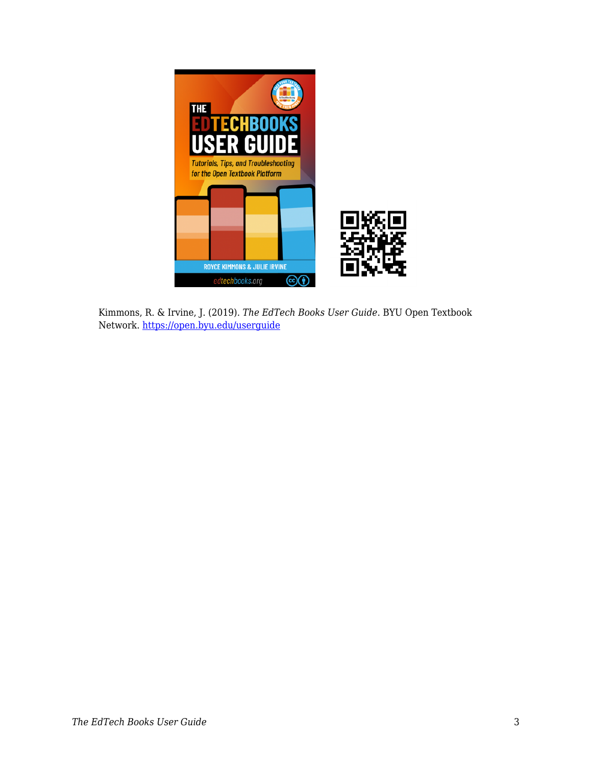Kimmons, R. & Irvine, J. (2019). *The EdTech Books User Guide*. BYU Open Textbook Network. [https://open.byu.edu/userguide](https://open.byu.edu/userguide)